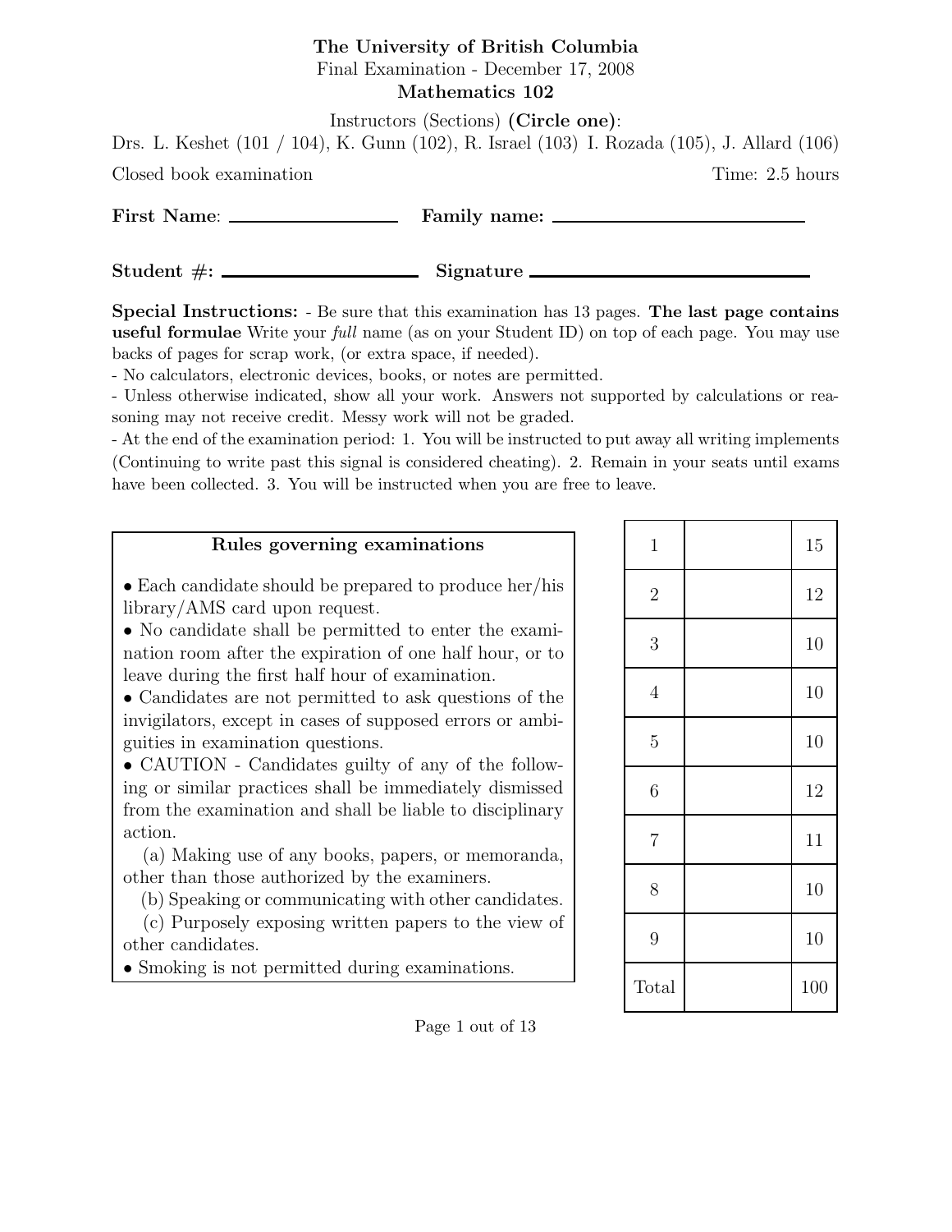**The University of British Columbia**

Final Examination - December 17, 2008

**Mathematics 102**

Instructors (Sections) **(Circle one)**:

Drs. L. Keshet (101 / 104), K. Gunn (102), R. Israel (103) I. Rozada (105), J. Allard (106)

Closed book examination Time: 2.5 hours

**First Name**: ____________ **Family name:** ____________

**Student #:** ____________ **Signature** ____________

**Special Instructions:** - Be sure that this examination has 13 pages. **The last page contains useful formulae** Write your *full* name (as on your Student ID) on top of each page. You may use backs of pages for scrap work, (or extra space, if needed).

- No calculators, electronic devices, books, or notes are permitted.
- Unless otherwise indicated, show all your work. Answers not supported by calculations or reasoning may not receive credit. Messy work will not be graded.
- At the end of the examination period: 1. You will be instructed to put away all writing implements (Continuing to write past this signal is considered cheating). 2. Remain in your seats until exams have been collected. 3. You will be instructed when you are free to leave.

**Rules governing examinations**

- Each candidate should be prepared to produce her/his library/AMS card upon request.
- No candidate shall be permitted to enter the examination room after the expiration of one half hour, or to leave during the first half hour of examination.
- Candidates are not permitted to ask questions of the invigilators, except in cases of supposed errors or ambiguities in examination questions.
- CAUTION - Candidates guilty of any of the following or similar practices shall be immediately dismissed from the examination and shall be liable to disciplinary action.

  (a) Making use of any books, papers, or memoranda, other than those authorized by the examiners.

  (b) Speaking or communicating with other candidates.

  (c) Purposely exposing written papers to the view of other candidates.
- Smoking is not permitted during examinations.

| | | |
|---|---|---|
| 1 | | 15 |
| 2 | | 12 |
| 3 | | 10 |
| 4 | | 10 |
| 5 | | 10 |
| 6 | | 12 |
| 7 | | 11 |
| 8 | | 10 |
| 9 | | 10 |
| Total | | 100 |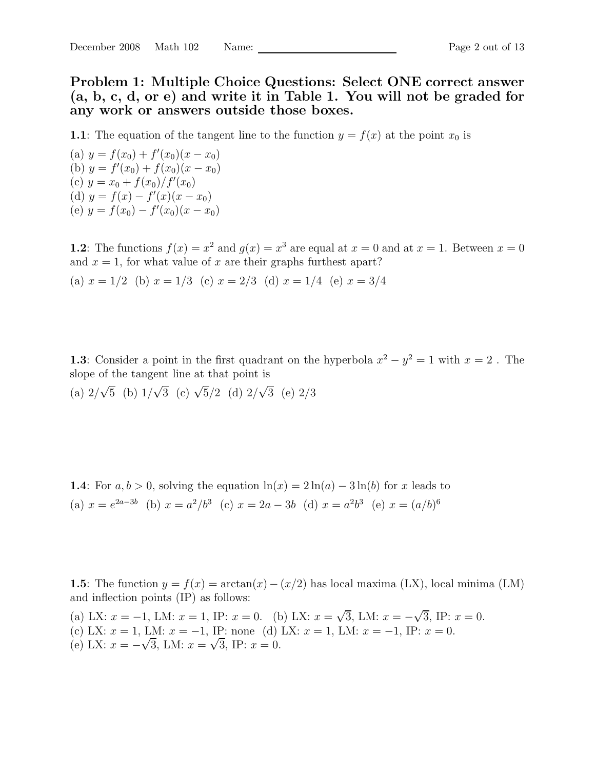## Problem 1: Multiple Choice Questions: Select ONE correct answer (a, b, c, d, or e) and write it in Table 1. You will not be graded for any work or answers outside those boxes.

**1.1**: The equation of the tangent line to the function $y = f(x)$ at the point $x_0$ is

(a) $y = f(x_0) + f'(x_0)(x - x_0)$
(b) $y = f'(x_0) + f(x_0)(x - x_0)$
(c) $y = x_0 + f(x_0)/f'(x_0)$
(d) $y = f(x) - f'(x)(x - x_0)$
(e) $y = f(x_0) - f'(x_0)(x - x_0)$

**1.2**: The functions $f(x) = x^2$ and $g(x) = x^3$ are equal at $x = 0$ and at $x = 1$. Between $x = 0$ and $x = 1$, for what value of $x$ are their graphs furthest apart?

(a) $x = 1/2$ (b) $x = 1/3$ (c) $x = 2/3$ (d) $x = 1/4$ (e) $x = 3/4$

**1.3**: Consider a point in the first quadrant on the hyperbola $x^2 - y^2 = 1$ with $x = 2$ . The slope of the tangent line at that point is

(a) $2/\sqrt{5}$ (b) $1/\sqrt{3}$ (c) $\sqrt{5}/2$ (d) $2/\sqrt{3}$ (e) $2/3$

**1.4**: For $a, b > 0$, solving the equation $\ln(x) = 2\ln(a) - 3\ln(b)$ for $x$ leads to

(a) $x = e^{2a-3b}$ (b) $x = a^2/b^3$ (c) $x = 2a - 3b$ (d) $x = a^2b^3$ (e) $x = (a/b)^6$

**1.5**: The function $y = f(x) = \arctan(x) - (x/2)$ has local maxima (LX), local minima (LM) and inflection points (IP) as follows:

(a) LX: $x = -1$, LM: $x = 1$, IP: $x = 0$. (b) LX: $x = \sqrt{3}$, LM: $x = -\sqrt{3}$, IP: $x = 0$.
(c) LX: $x = 1$, LM: $x = -1$, IP: none (d) LX: $x = 1$, LM: $x = -1$, IP: $x = 0$.
(e) LX: $x = -\sqrt{3}$, LM: $x = \sqrt{3}$, IP: $x = 0$.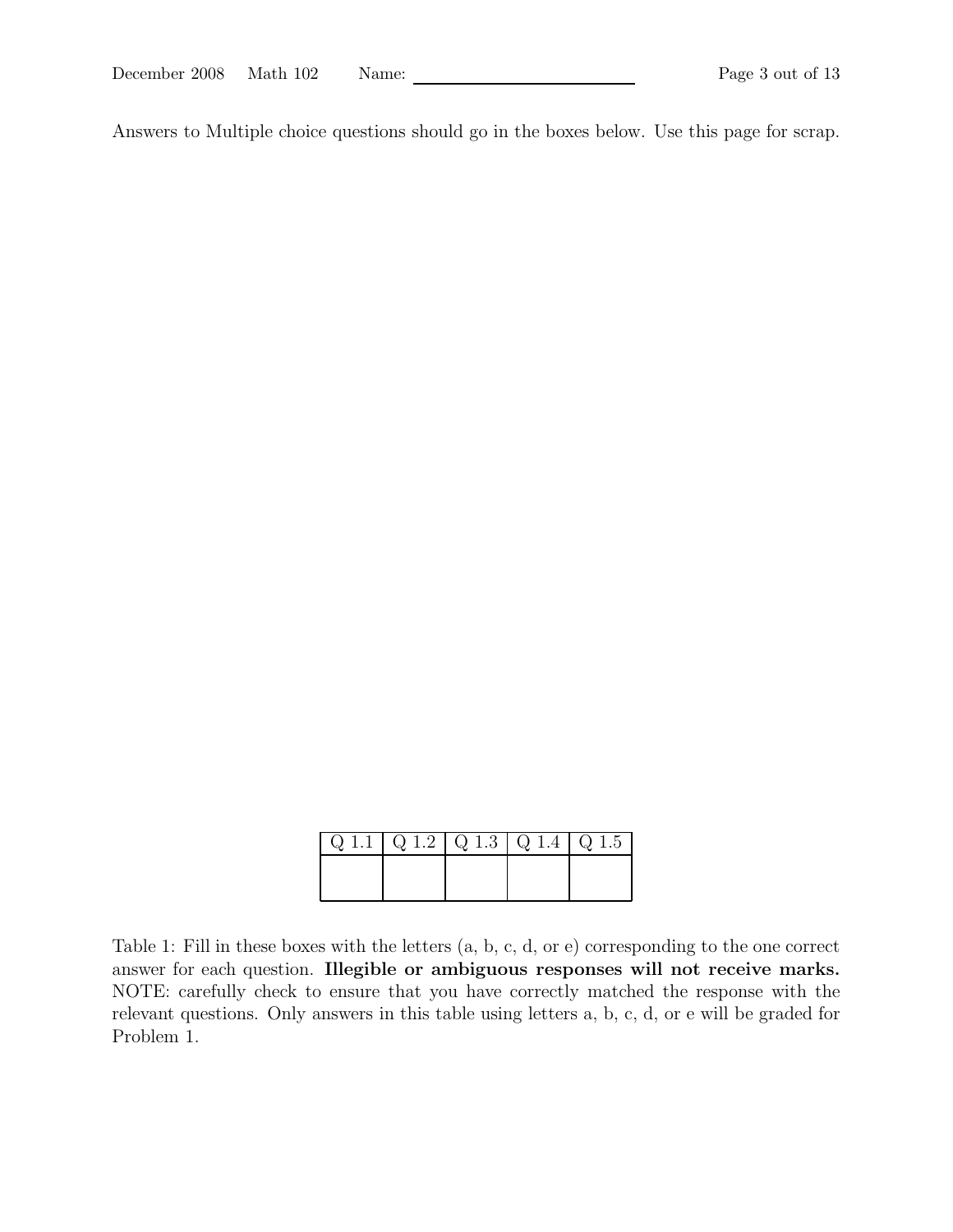Answers to Multiple choice questions should go in the boxes below. Use this page for scrap.

| Q 1.1 | Q 1.2 | Q 1.3 | Q 1.4 | Q 1.5 |
|---|---|---|---|---|
| | | | | |

Table 1: Fill in these boxes with the letters (a, b, c, d, or e) corresponding to the one correct answer for each question. **Illegible or ambiguous responses will not receive marks.** NOTE: carefully check to ensure that you have correctly matched the response with the relevant questions. Only answers in this table using letters a, b, c, d, or e will be graded for Problem 1.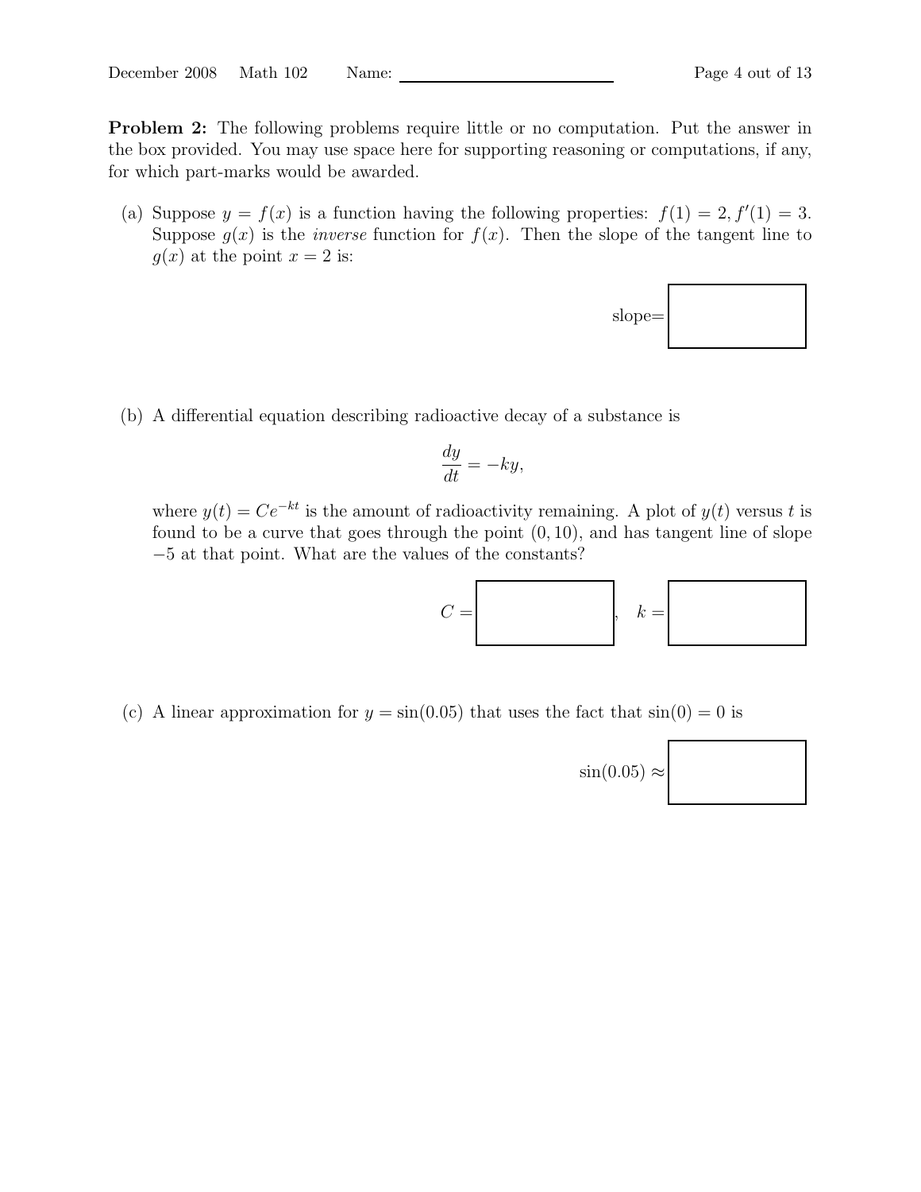**Problem 2:** The following problems require little or no computation. Put the answer in the box provided. You may use space here for supporting reasoning or computations, if any, for which part-marks would be awarded.

(a) Suppose $y = f(x)$ is a function having the following properties: $f(1) = 2, f'(1) = 3$. Suppose $g(x)$ is the *inverse* function for $f(x)$. Then the slope of the tangent line to $g(x)$ at the point $x = 2$ is:

slope= $\boxed{\phantom{xxxx}}$

(b) A differential equation describing radioactive decay of a substance is

$$\frac{dy}{dt} = -ky,$$

where $y(t) = Ce^{-kt}$ is the amount of radioactivity remaining. A plot of $y(t)$ versus $t$ is found to be a curve that goes through the point $(0, 10)$, and has tangent line of slope $-5$ at that point. What are the values of the constants?

$C =$ $\boxed{\phantom{xxxx}}$, $k =$ $\boxed{\phantom{xxxx}}$

(c) A linear approximation for $y = \sin(0.05)$ that uses the fact that $\sin(0) = 0$ is

$\sin(0.05) \approx$ $\boxed{\phantom{xxxx}}$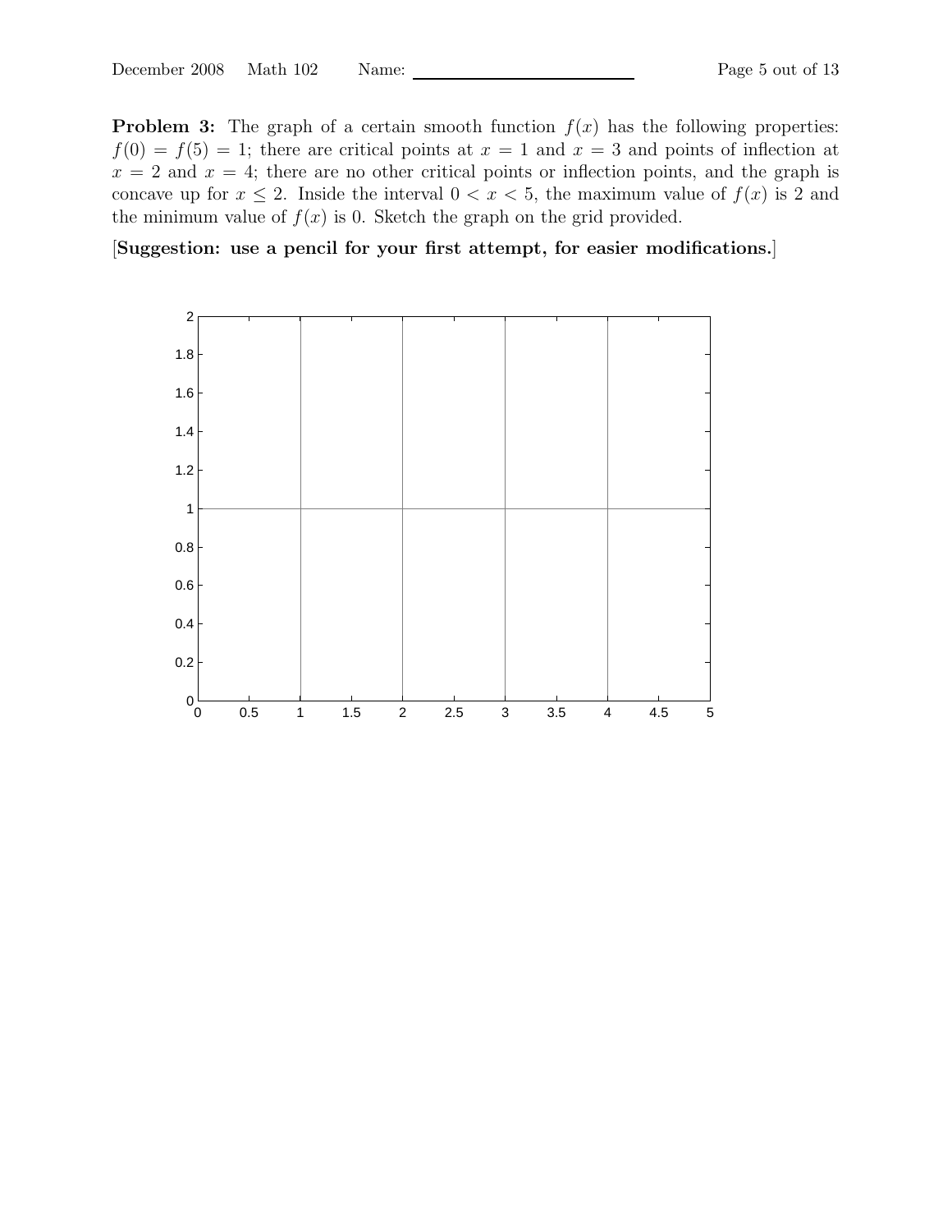**Problem 3:** The graph of a certain smooth function $f(x)$ has the following properties: $f(0) = f(5) = 1$; there are critical points at $x = 1$ and $x = 3$ and points of inflection at $x = 2$ and $x = 4$; there are no other critical points or inflection points, and the graph is concave up for $x \leq 2$. Inside the interval $0 < x < 5$, the maximum value of $f(x)$ is 2 and the minimum value of $f(x)$ is 0. Sketch the graph on the grid provided.

[**Suggestion: use a pencil for your first attempt, for easier modifications.**]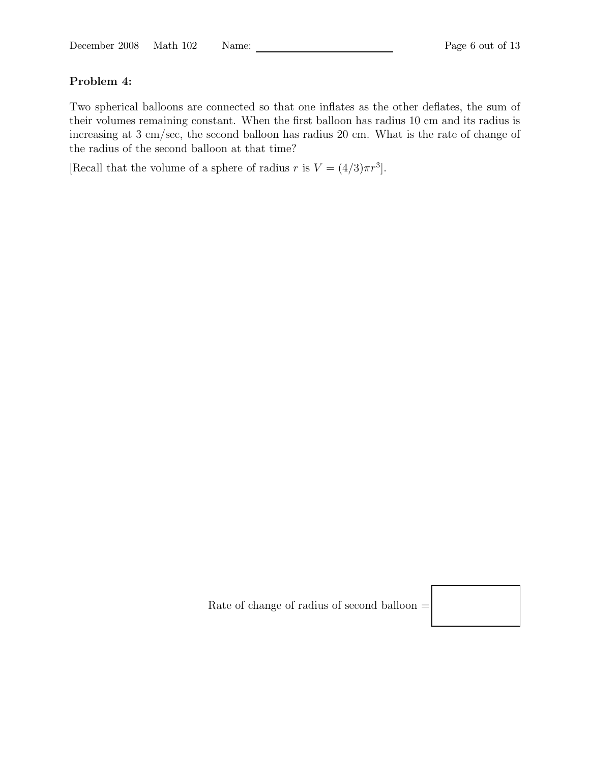**Problem 4:**

Two spherical balloons are connected so that one inflates as the other deflates, the sum of their volumes remaining constant. When the first balloon has radius 10 cm and its radius is increasing at 3 cm/sec, the second balloon has radius 20 cm. What is the rate of change of the radius of the second balloon at that time?

[Recall that the volume of a sphere of radius $r$ is $V = (4/3)\pi r^3$].

Rate of change of radius of second balloon =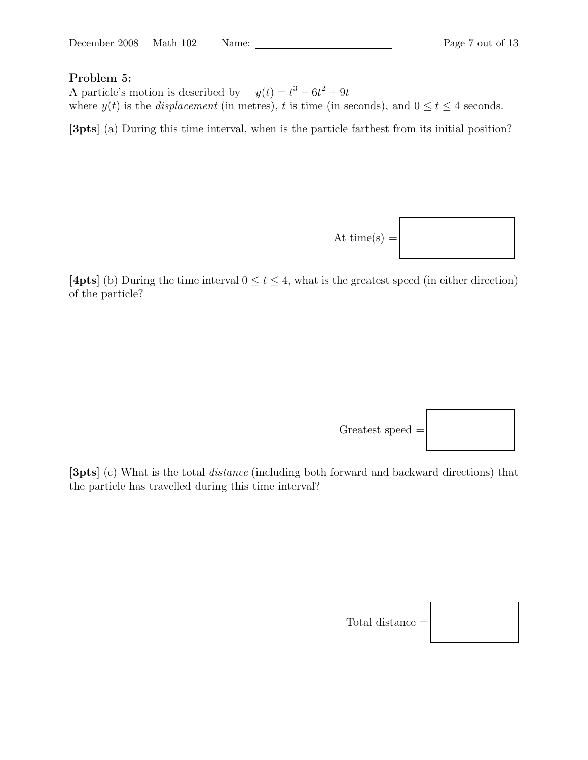**Problem 5:**
A particle's motion is described by $y(t) = t^3 - 6t^2 + 9t$
where $y(t)$ is the *displacement* (in metres), $t$ is time (in seconds), and $0 \leq t \leq 4$ seconds.

**[3pts]** (a) During this time interval, when is the particle farthest from its initial position?

At time(s) =

**[4pts]** (b) During the time interval $0 \leq t \leq 4$, what is the greatest speed (in either direction) of the particle?

Greatest speed =

**[3pts]** (c) What is the total *distance* (including both forward and backward directions) that the particle has travelled during this time interval?

Total distance =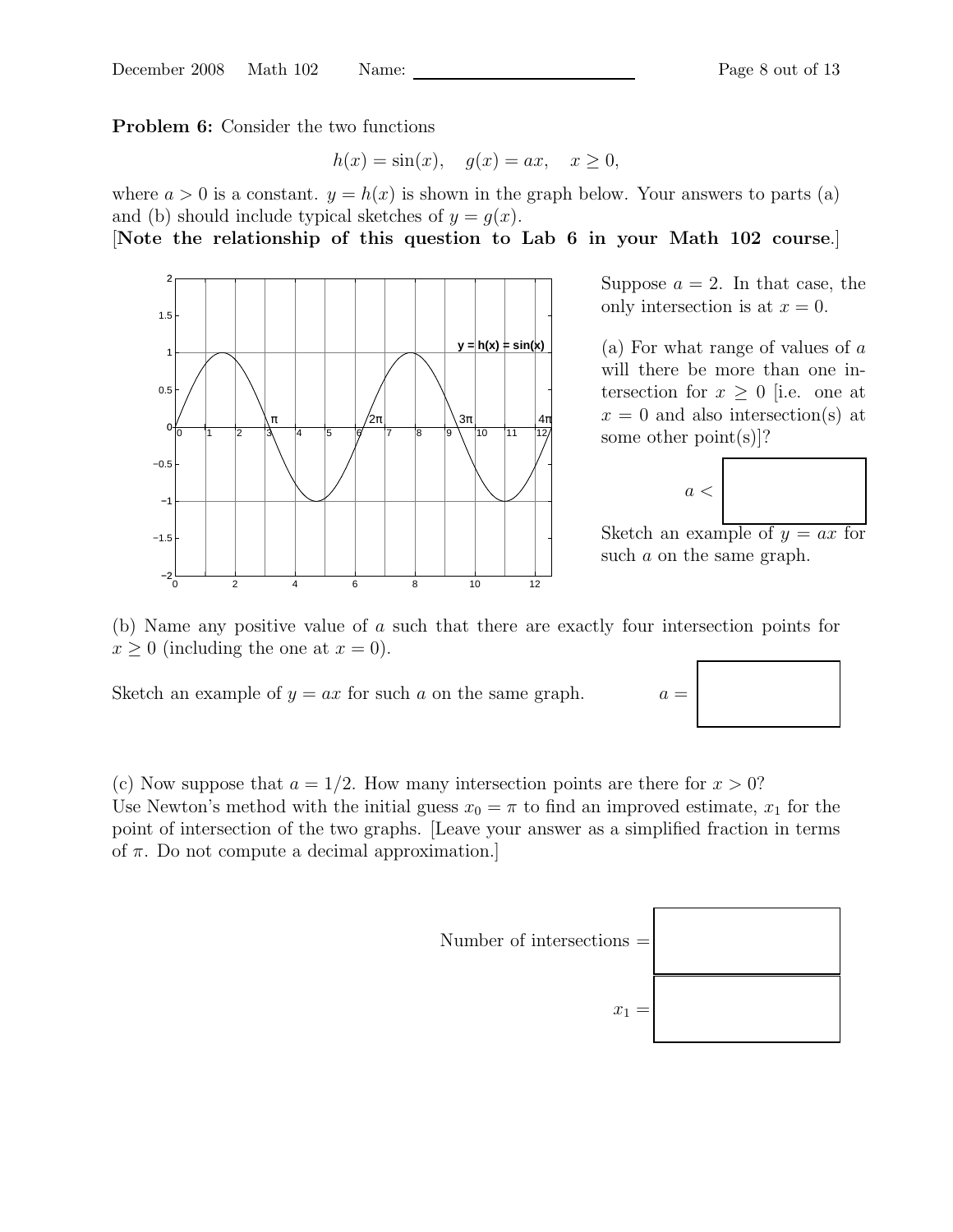**Problem 6:** Consider the two functions

$$h(x) = \sin(x), \quad g(x) = ax, \quad x \geq 0,$$

where $a > 0$ is a constant. $y = h(x)$ is shown in the graph below. Your answers to parts (a) and (b) should include typical sketches of $y = g(x)$.

[**Note the relationship of this question to Lab 6 in your Math 102 course**.]

Suppose $a = 2$. In that case, the only intersection is at $x = 0$.

(a) For what range of values of $a$ will there be more than one intersection for $x \geq 0$ [i.e. one at $x = 0$ and also intersection(s) at some other point(s)]?

$a <$ ______

Sketch an example of $y = ax$ for such $a$ on the same graph.

(b) Name any positive value of $a$ such that there are exactly four intersection points for $x \geq 0$ (including the one at $x = 0$).

Sketch an example of $y = ax$ for such $a$ on the same graph.

$a =$ ______

(c) Now suppose that $a = 1/2$. How many intersection points are there for $x > 0$?

Use Newton's method with the initial guess $x_0 = \pi$ to find an improved estimate, $x_1$ for the point of intersection of the two graphs. [Leave your answer as a simplified fraction in terms of $\pi$. Do not compute a decimal approximation.]

Number of intersections = ______

$x_1 =$ ______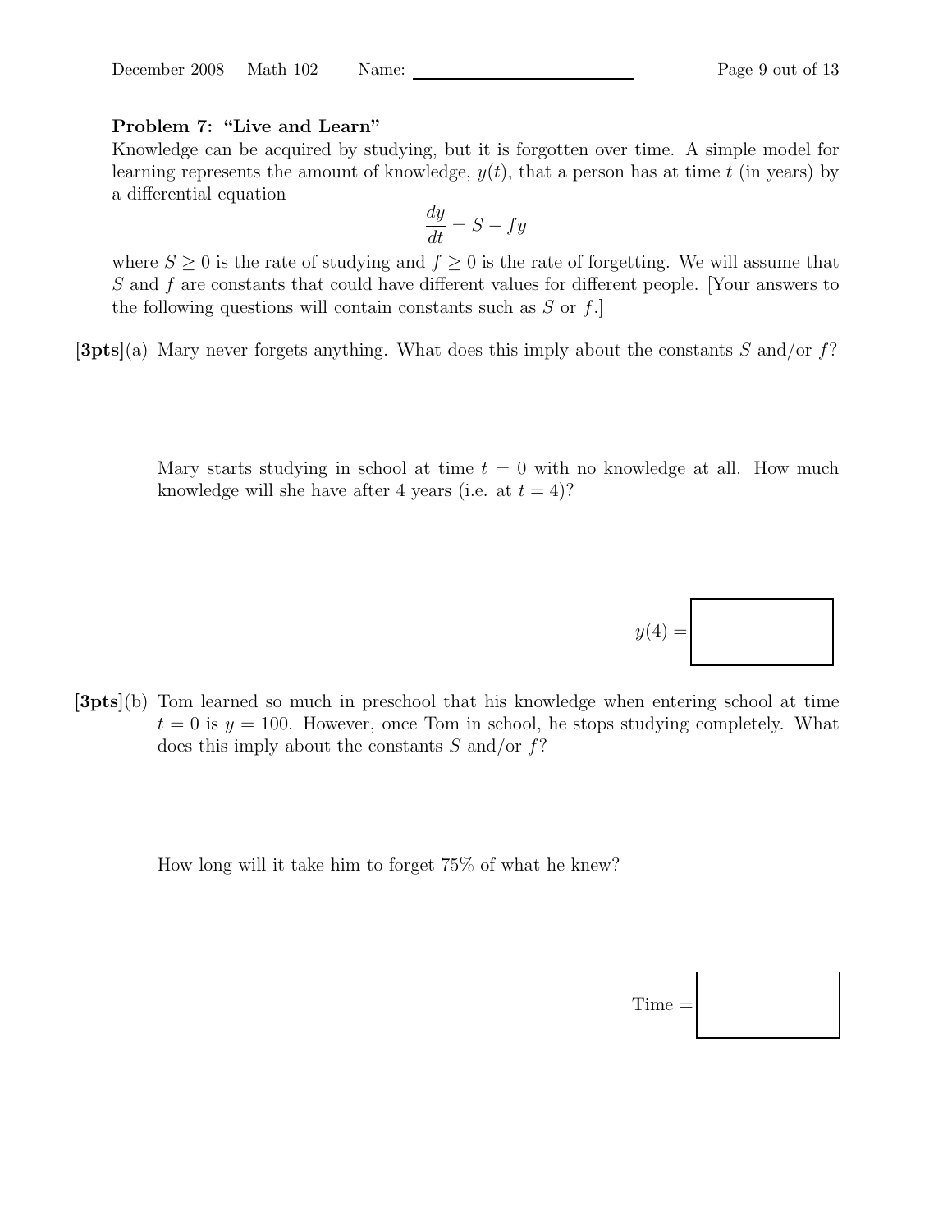### Problem 7: "Live and Learn"

Knowledge can be acquired by studying, but it is forgotten over time. A simple model for learning represents the amount of knowledge, $y(t)$, that a person has at time $t$ (in years) by a differential equation

$$\frac{dy}{dt} = S - fy$$

where $S \geq 0$ is the rate of studying and $f \geq 0$ is the rate of forgetting. We will assume that $S$ and $f$ are constants that could have different values for different people. [Your answers to the following questions will contain constants such as $S$ or $f$.]

**[3pts]**(a) Mary never forgets anything. What does this imply about the constants $S$ and/or $f$?

Mary starts studying in school at time $t = 0$ with no knowledge at all. How much knowledge will she have after 4 years (i.e. at $t = 4$)?

$y(4) =$ ☐

**[3pts]**(b) Tom learned so much in preschool that his knowledge when entering school at time $t = 0$ is $y = 100$. However, once Tom in school, he stops studying completely. What does this imply about the constants $S$ and/or $f$?

How long will it take him to forget 75% of what he knew?

Time = ☐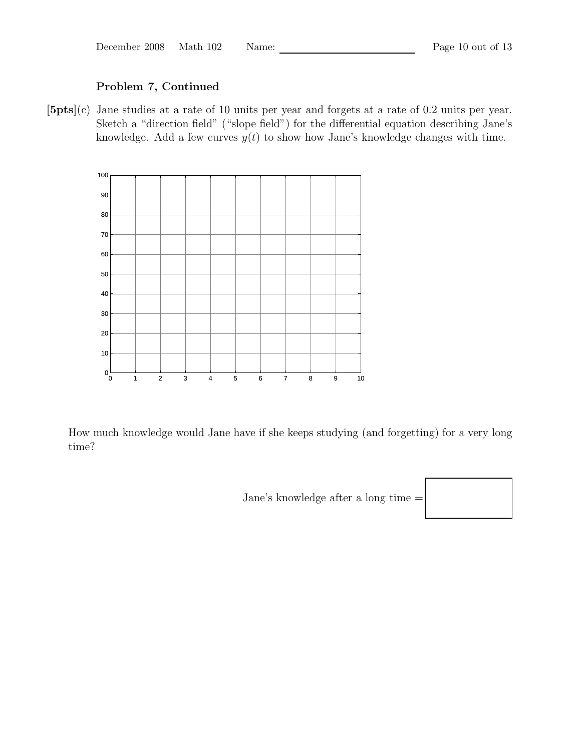**Problem 7, Continued**

**[5pts]**(c) Jane studies at a rate of 10 units per year and forgets at a rate of 0.2 units per year. Sketch a "direction field" ("slope field") for the differential equation describing Jane's knowledge. Add a few curves $y(t)$ to show how Jane's knowledge changes with time.

How much knowledge would Jane have if she keeps studying (and forgetting) for a very long time?

Jane's knowledge after a long time = $\boxed{\phantom{xxxxx}}$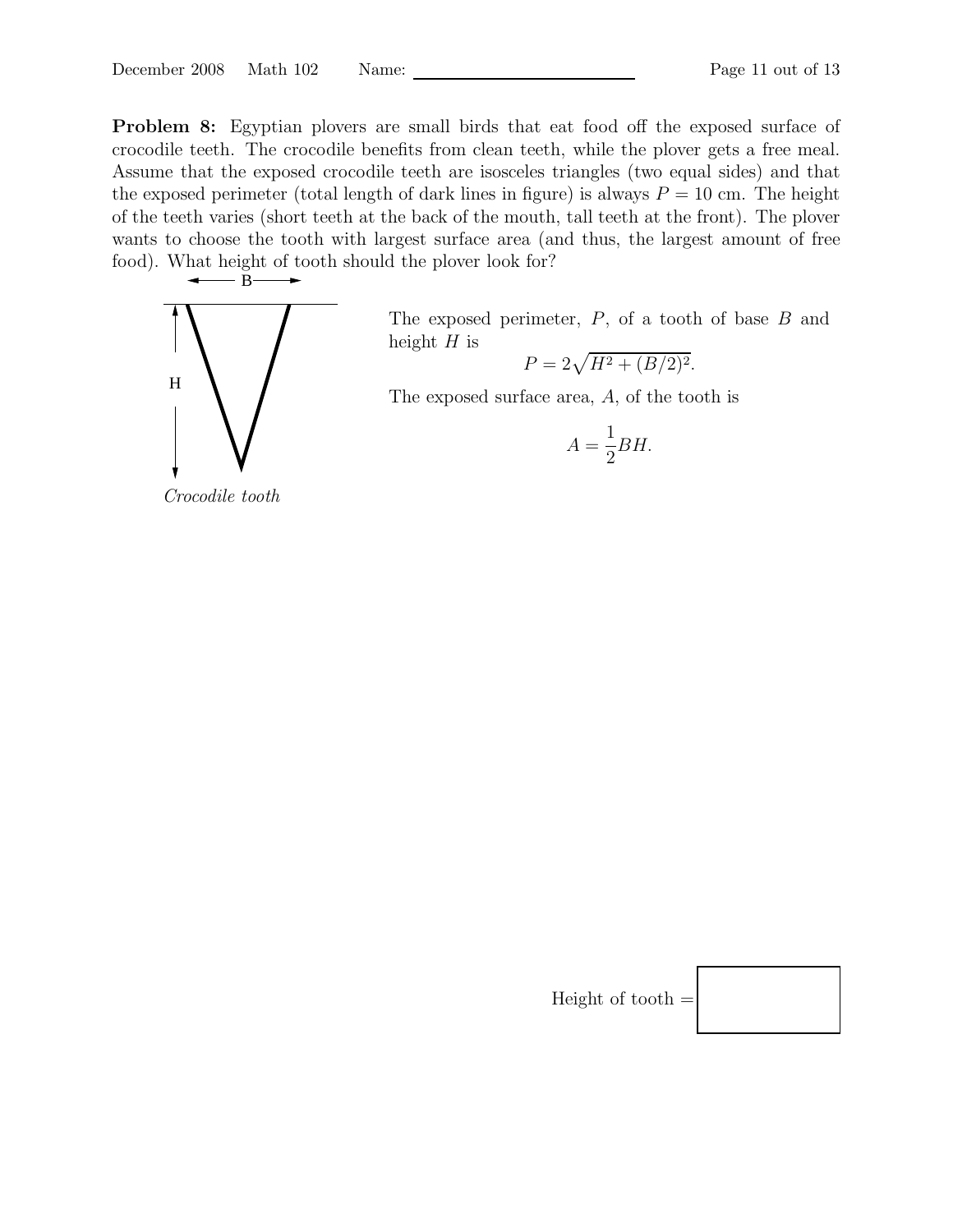**Problem 8:** Egyptian plovers are small birds that eat food off the exposed surface of crocodile teeth. The crocodile benefits from clean teeth, while the plover gets a free meal. Assume that the exposed crocodile teeth are isosceles triangles (two equal sides) and that the exposed perimeter (total length of dark lines in figure) is always $P = 10$ cm. The height of the teeth varies (short teeth at the back of the mouth, tall teeth at the front). The plover wants to choose the tooth with largest surface area (and thus, the largest amount of free food). What height of tooth should the plover look for?

B

H

*Crocodile tooth*

The exposed perimeter, $P$, of a tooth of base $B$ and height $H$ is

$$P = 2\sqrt{H^2 + (B/2)^2}.$$

The exposed surface area, $A$, of the tooth is

$$A = \frac{1}{2}BH.$$

Height of tooth =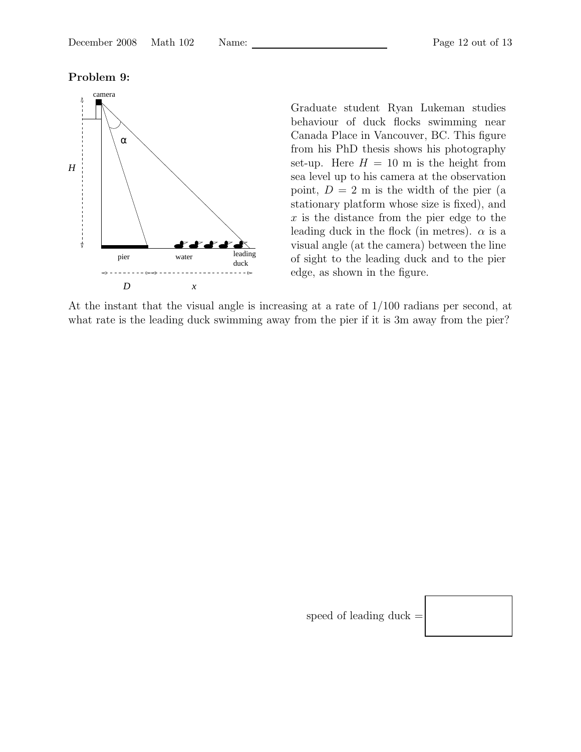**Problem 9:**

Graduate student Ryan Lukeman studies behaviour of duck flocks swimming near Canada Place in Vancouver, BC. This figure from his PhD thesis shows his photography set-up. Here $H = 10$ m is the height from sea level up to his camera at the observation point, $D = 2$ m is the width of the pier (a stationary platform whose size is fixed), and $x$ is the distance from the pier edge to the leading duck in the flock (in metres). $\alpha$ is a visual angle (at the camera) between the line of sight to the leading duck and to the pier edge, as shown in the figure.

At the instant that the visual angle is increasing at a rate of $1/100$ radians per second, at what rate is the leading duck swimming away from the pier if it is 3m away from the pier?

speed of leading duck =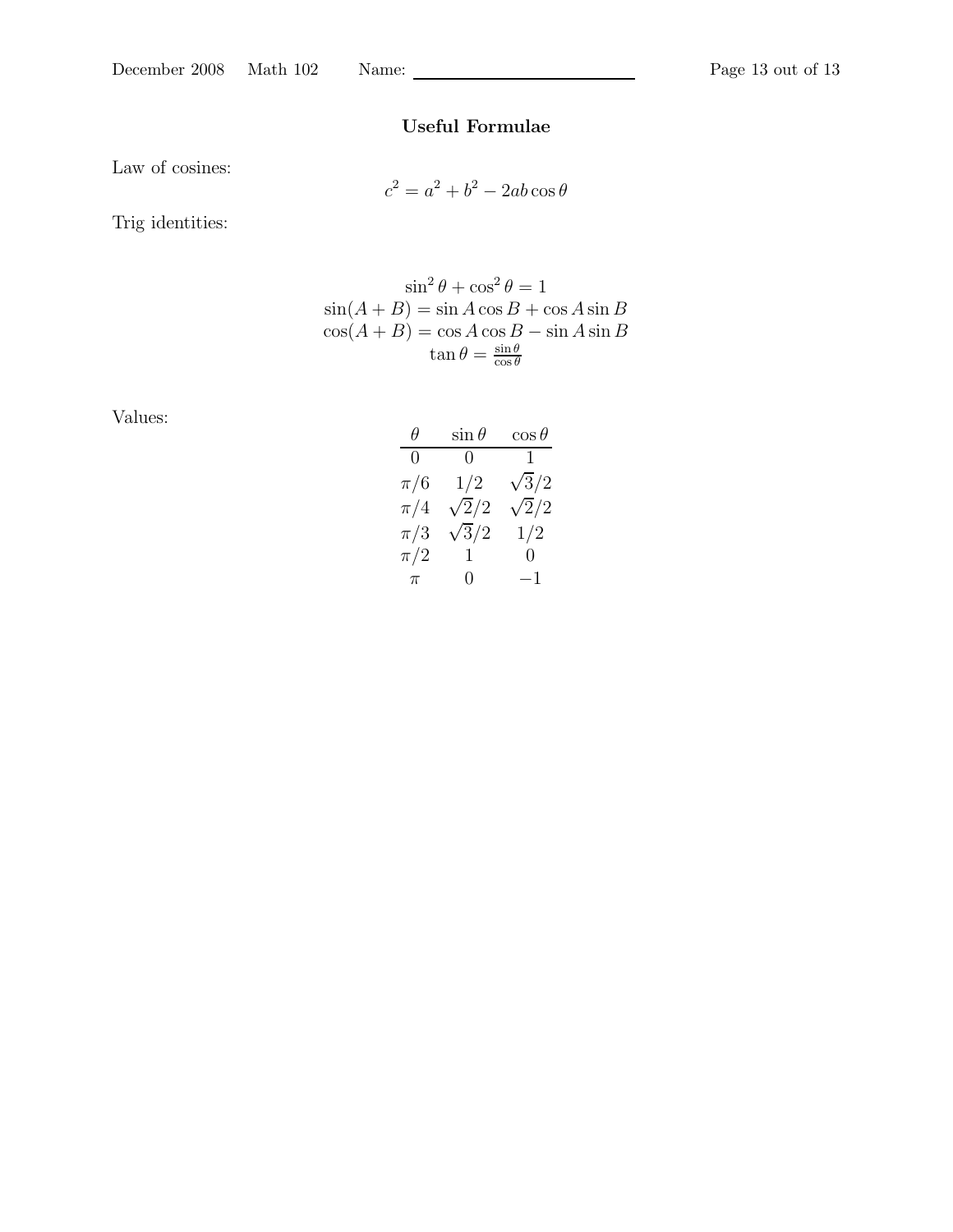## Useful Formulae

Law of cosines:

$$c^2 = a^2 + b^2 - 2ab\cos\theta$$

Trig identities:

$$\sin^2\theta + \cos^2\theta = 1$$
$$\sin(A+B) = \sin A\cos B + \cos A\sin B$$
$$\cos(A+B) = \cos A\cos B - \sin A\sin B$$
$$\tan\theta = \frac{\sin\theta}{\cos\theta}$$

Values:

| $\theta$ | $\sin\theta$ | $\cos\theta$ |
|---|---|---|
| $0$ | $0$ | $1$ |
| $\pi/6$ | $1/2$ | $\sqrt{3}/2$ |
| $\pi/4$ | $\sqrt{2}/2$ | $\sqrt{2}/2$ |
| $\pi/3$ | $\sqrt{3}/2$ | $1/2$ |
| $\pi/2$ | $1$ | $0$ |
| $\pi$ | $0$ | $-1$ |